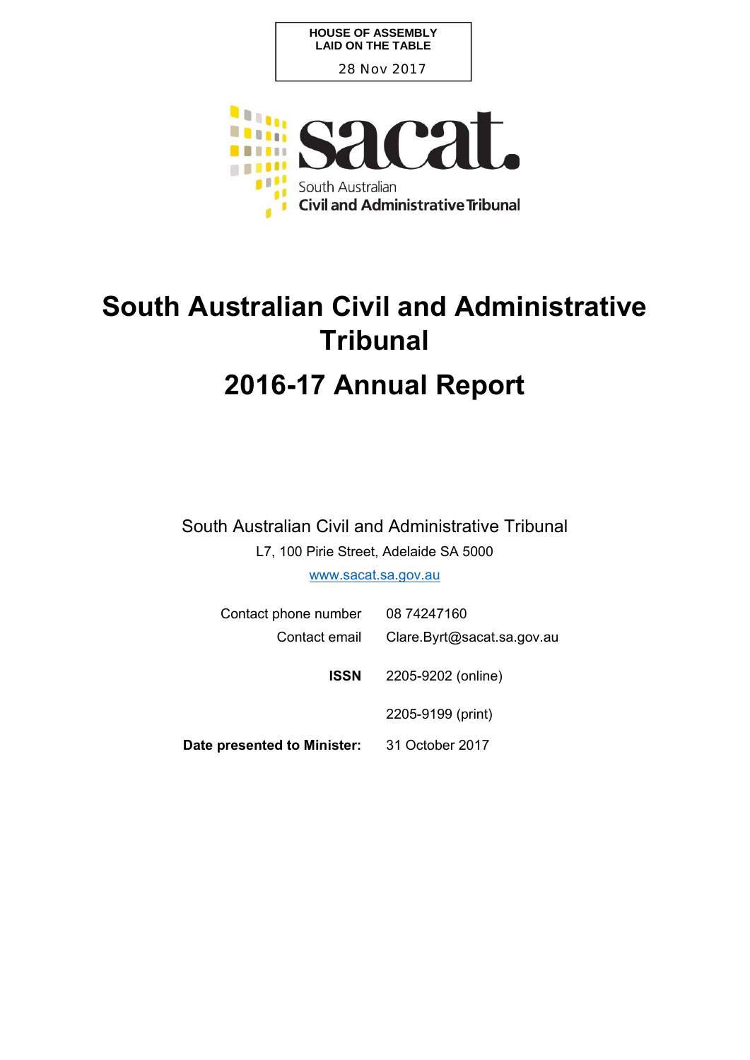**HOUSE OF ASSEMBLY**
**LAID ON THE TABLE**
28 Nov 2017

sacat.
South Australian
Civil and Administrative Tribunal

# South Australian Civil and Administrative Tribunal

# 2016-17 Annual Report

South Australian Civil and Administrative Tribunal

L7, 100 Pirie Street, Adelaide SA 5000

www.sacat.sa.gov.au

| | |
|---|---|
| Contact phone number | 08 74247160 |
| Contact email | Clare.Byrt@sacat.sa.gov.au |
| **ISSN** | 2205-9202 (online) |
| | 2205-9199 (print) |
| **Date presented to Minister:** | 31 October 2017 |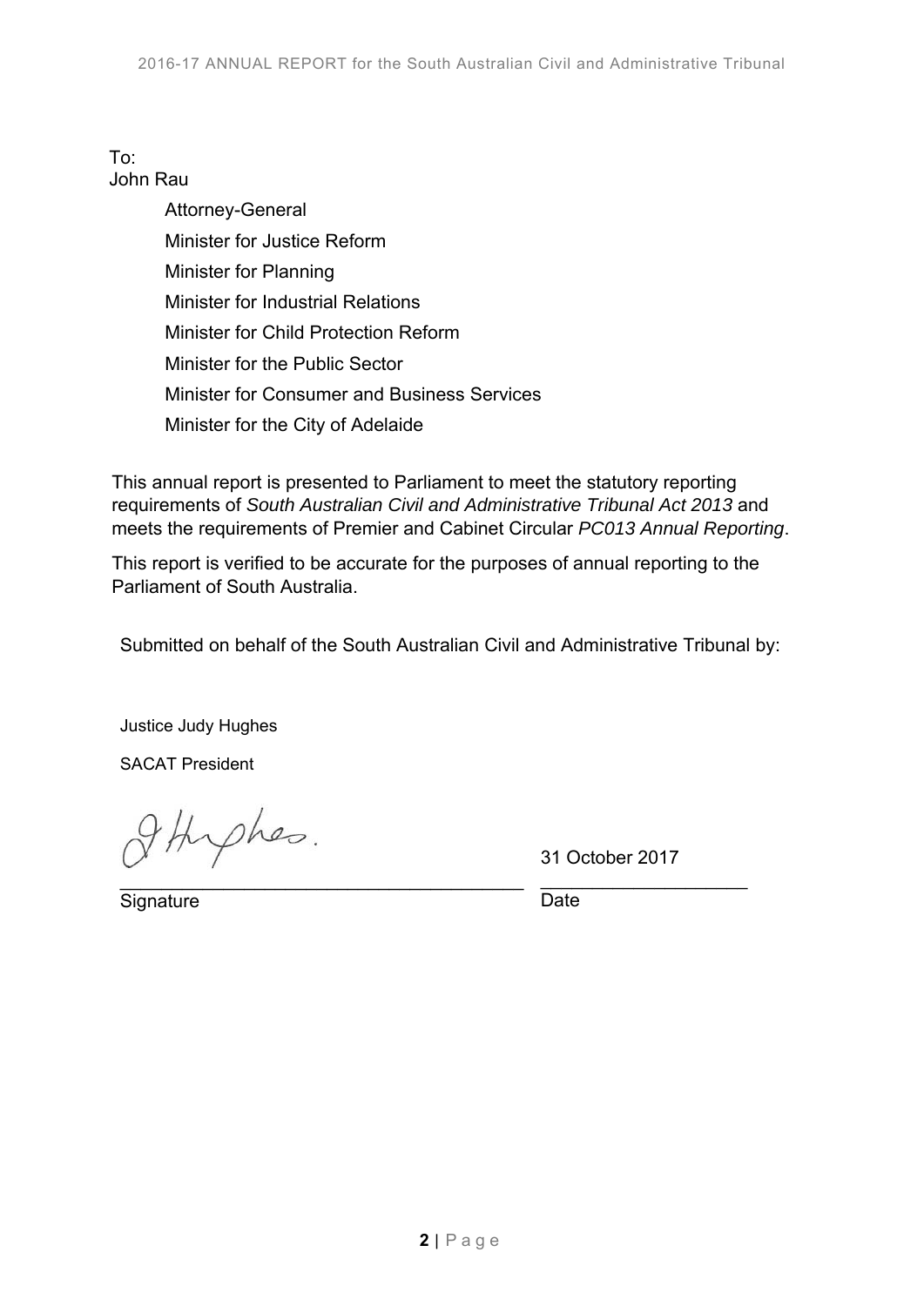To:
John Rau

Attorney-General

Minister for Justice Reform

Minister for Planning

Minister for Industrial Relations

Minister for Child Protection Reform

Minister for the Public Sector

Minister for Consumer and Business Services

Minister for the City of Adelaide

This annual report is presented to Parliament to meet the statutory reporting requirements of *South Australian Civil and Administrative Tribunal Act 2013* and meets the requirements of Premier and Cabinet Circular *PC013 Annual Reporting*.

This report is verified to be accurate for the purposes of annual reporting to the Parliament of South Australia.

Submitted on behalf of the South Australian Civil and Administrative Tribunal by:

Justice Judy Hughes

SACAT President

J Hughes.

Signature

31 October 2017

Date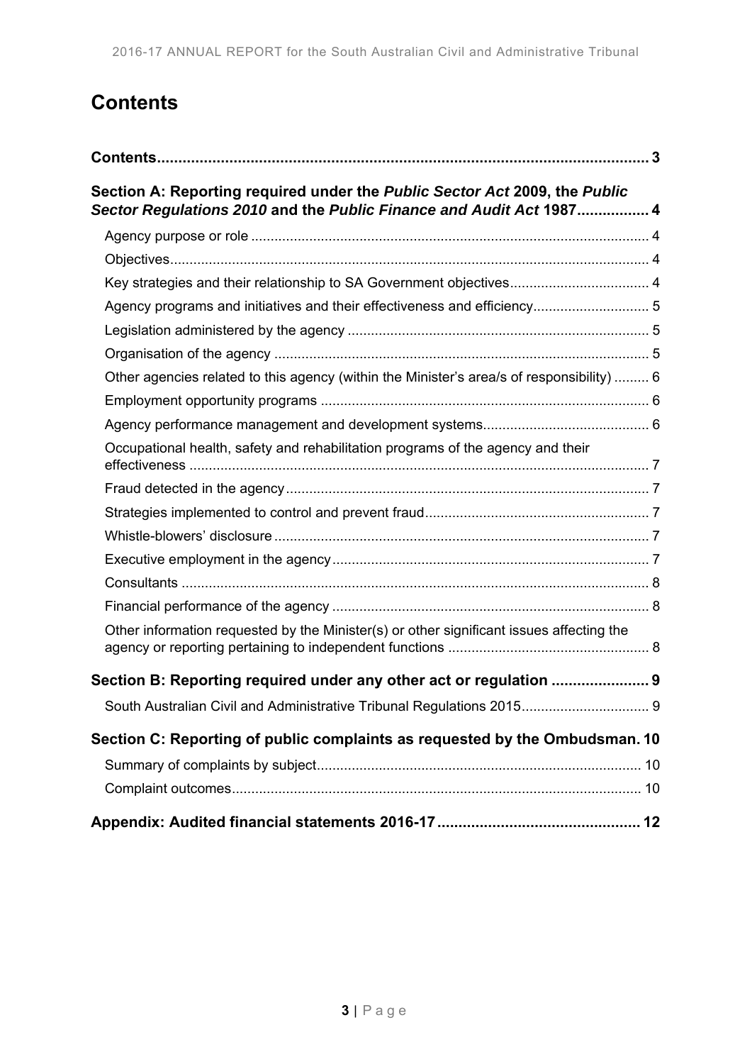# Contents

**Contents** ..... 3

**Section A: Reporting required under the *Public Sector Act* 2009, the *Public Sector Regulations 2010* and the *Public Finance and Audit Act* 1987** ..... 4

- Agency purpose or role ..... 4
- Objectives ..... 4
- Key strategies and their relationship to SA Government objectives ..... 4
- Agency programs and initiatives and their effectiveness and efficiency ..... 5
- Legislation administered by the agency ..... 5
- Organisation of the agency ..... 5
- Other agencies related to this agency (within the Minister's area/s of responsibility) ..... 6
- Employment opportunity programs ..... 6
- Agency performance management and development systems ..... 6
- Occupational health, safety and rehabilitation programs of the agency and their effectiveness ..... 7
- Fraud detected in the agency ..... 7
- Strategies implemented to control and prevent fraud ..... 7
- Whistle-blowers' disclosure ..... 7
- Executive employment in the agency ..... 7
- Consultants ..... 8
- Financial performance of the agency ..... 8
- Other information requested by the Minister(s) or other significant issues affecting the agency or reporting pertaining to independent functions ..... 8

**Section B: Reporting required under any other act or regulation** ..... 9

- South Australian Civil and Administrative Tribunal Regulations 2015 ..... 9

**Section C: Reporting of public complaints as requested by the Ombudsman** ..... 10

- Summary of complaints by subject ..... 10
- Complaint outcomes ..... 10

**Appendix: Audited financial statements 2016-17** ..... 12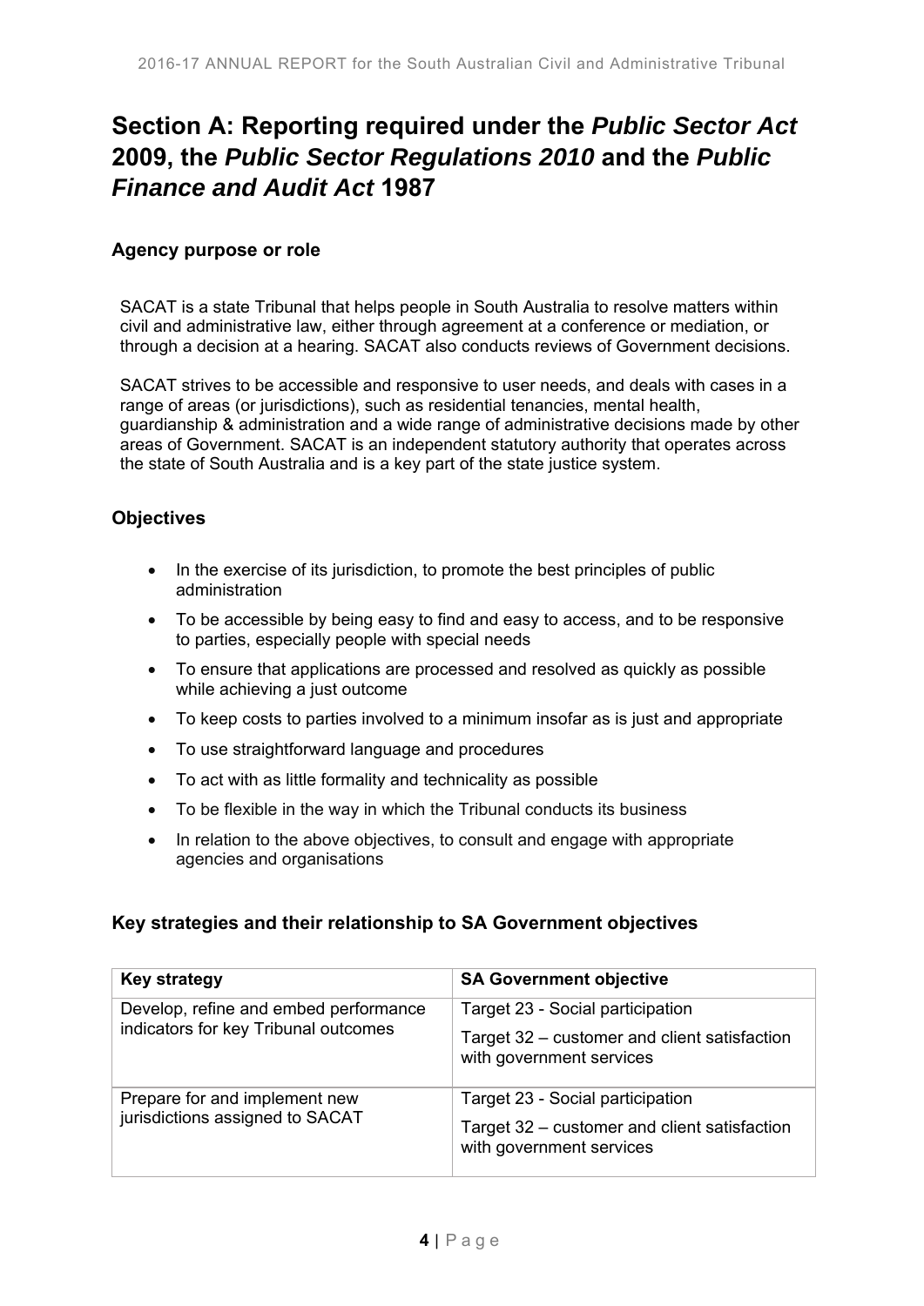# Section A: Reporting required under the *Public Sector Act* 2009, the *Public Sector Regulations 2010* and the *Public Finance and Audit Act* 1987

### Agency purpose or role

SACAT is a state Tribunal that helps people in South Australia to resolve matters within civil and administrative law, either through agreement at a conference or mediation, or through a decision at a hearing. SACAT also conducts reviews of Government decisions.

SACAT strives to be accessible and responsive to user needs, and deals with cases in a range of areas (or jurisdictions), such as residential tenancies, mental health, guardianship & administration and a wide range of administrative decisions made by other areas of Government. SACAT is an independent statutory authority that operates across the state of South Australia and is a key part of the state justice system.

### Objectives

- In the exercise of its jurisdiction, to promote the best principles of public administration
- To be accessible by being easy to find and easy to access, and to be responsive to parties, especially people with special needs
- To ensure that applications are processed and resolved as quickly as possible while achieving a just outcome
- To keep costs to parties involved to a minimum insofar as is just and appropriate
- To use straightforward language and procedures
- To act with as little formality and technicality as possible
- To be flexible in the way in which the Tribunal conducts its business
- In relation to the above objectives, to consult and engage with appropriate agencies and organisations

### Key strategies and their relationship to SA Government objectives

| Key strategy | SA Government objective |
|---|---|
| Develop, refine and embed performance indicators for key Tribunal outcomes | Target 23 - Social participation<br>Target 32 – customer and client satisfaction with government services |
| Prepare for and implement new jurisdictions assigned to SACAT | Target 23 - Social participation<br>Target 32 – customer and client satisfaction with government services |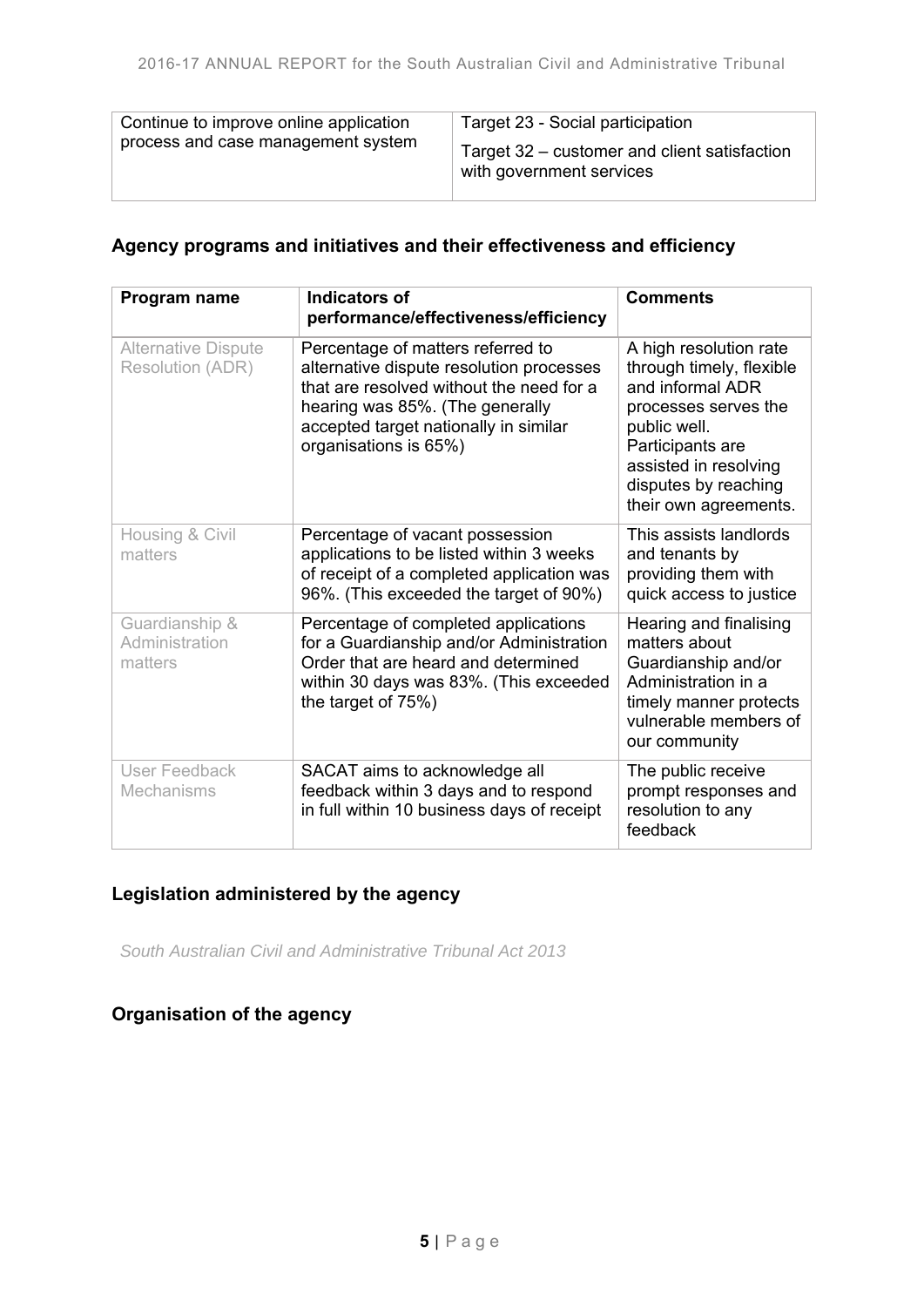| Continue to improve online application process and case management system | Target 23 - Social participation<br><br>Target 32 – customer and client satisfaction with government services |
|---|---|

## Agency programs and initiatives and their effectiveness and efficiency

| Program name | Indicators of performance/effectiveness/efficiency | Comments |
|---|---|---|
| Alternative Dispute Resolution (ADR) | Percentage of matters referred to alternative dispute resolution processes that are resolved without the need for a hearing was 85%. (The generally accepted target nationally in similar organisations is 65%) | A high resolution rate through timely, flexible and informal ADR processes serves the public well. Participants are assisted in resolving disputes by reaching their own agreements. |
| Housing & Civil matters | Percentage of vacant possession applications to be listed within 3 weeks of receipt of a completed application was 96%. (This exceeded the target of 90%) | This assists landlords and tenants by providing them with quick access to justice |
| Guardianship & Administration matters | Percentage of completed applications for a Guardianship and/or Administration Order that are heard and determined within 30 days was 83%. (This exceeded the target of 75%) | Hearing and finalising matters about Guardianship and/or Administration in a timely manner protects vulnerable members of our community |
| User Feedback Mechanisms | SACAT aims to acknowledge all feedback within 3 days and to respond in full within 10 business days of receipt | The public receive prompt responses and resolution to any feedback |

## Legislation administered by the agency

*South Australian Civil and Administrative Tribunal Act 2013*

## Organisation of the agency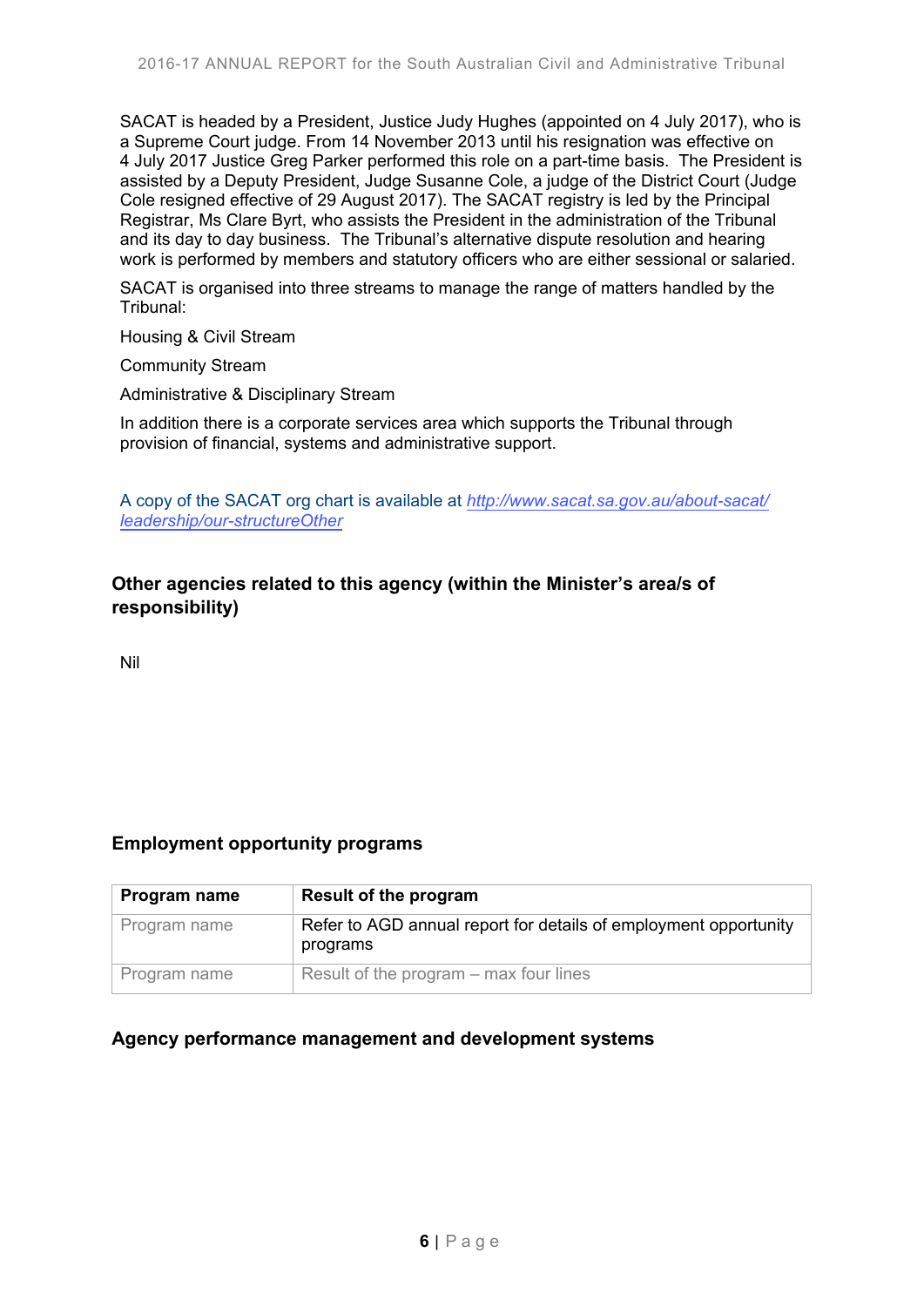SACAT is headed by a President, Justice Judy Hughes (appointed on 4 July 2017), who is a Supreme Court judge. From 14 November 2013 until his resignation was effective on 4 July 2017 Justice Greg Parker performed this role on a part-time basis. The President is assisted by a Deputy President, Judge Susanne Cole, a judge of the District Court (Judge Cole resigned effective of 29 August 2017). The SACAT registry is led by the Principal Registrar, Ms Clare Byrt, who assists the President in the administration of the Tribunal and its day to day business. The Tribunal's alternative dispute resolution and hearing work is performed by members and statutory officers who are either sessional or salaried.

SACAT is organised into three streams to manage the range of matters handled by the Tribunal:

Housing & Civil Stream

Community Stream

Administrative & Disciplinary Stream

In addition there is a corporate services area which supports the Tribunal through provision of financial, systems and administrative support.

A copy of the SACAT org chart is available at *http://www.sacat.sa.gov.au/about-sacat/leadership/our-structureOther*

## Other agencies related to this agency (within the Minister's area/s of responsibility)

Nil

## Employment opportunity programs

| Program name | Result of the program |
|---|---|
| Program name | Refer to AGD annual report for details of employment opportunity programs |
| Program name | Result of the program – max four lines |

## Agency performance management and development systems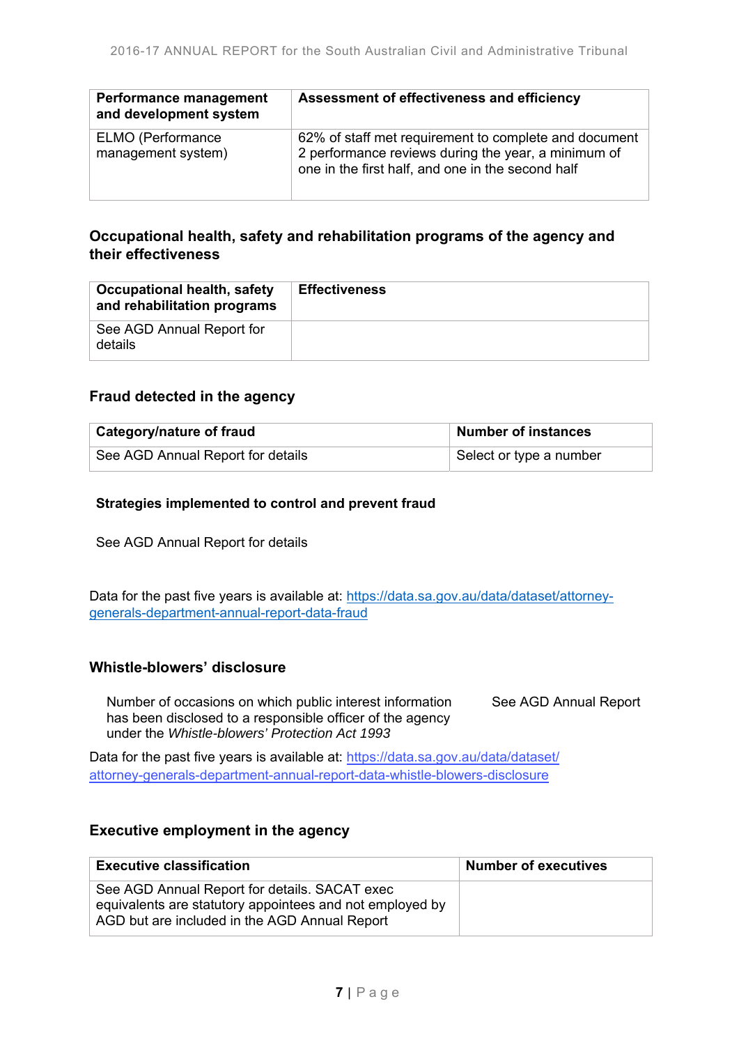| Performance management and development system | Assessment of effectiveness and efficiency |
|---|---|
| ELMO (Performance management system) | 62% of staff met requirement to complete and document 2 performance reviews during the year, a minimum of one in the first half, and one in the second half |

## Occupational health, safety and rehabilitation programs of the agency and their effectiveness

| Occupational health, safety and rehabilitation programs | Effectiveness |
|---|---|
| See AGD Annual Report for details | |

## Fraud detected in the agency

| Category/nature of fraud | Number of instances |
|---|---|
| See AGD Annual Report for details | Select or type a number |

### Strategies implemented to control and prevent fraud

See AGD Annual Report for details

Data for the past five years is available at: https://data.sa.gov.au/data/dataset/attorney-generals-department-annual-report-data-fraud

## Whistle-blowers' disclosure

Number of occasions on which public interest information has been disclosed to a responsible officer of the agency under the *Whistle-blowers' Protection Act 1993* — See AGD Annual Report

Data for the past five years is available at: https://data.sa.gov.au/data/dataset/attorney-generals-department-annual-report-data-whistle-blowers-disclosure

## Executive employment in the agency

| Executive classification | Number of executives |
|---|---|
| See AGD Annual Report for details. SACAT exec equivalents are statutory appointees and not employed by AGD but are included in the AGD Annual Report | |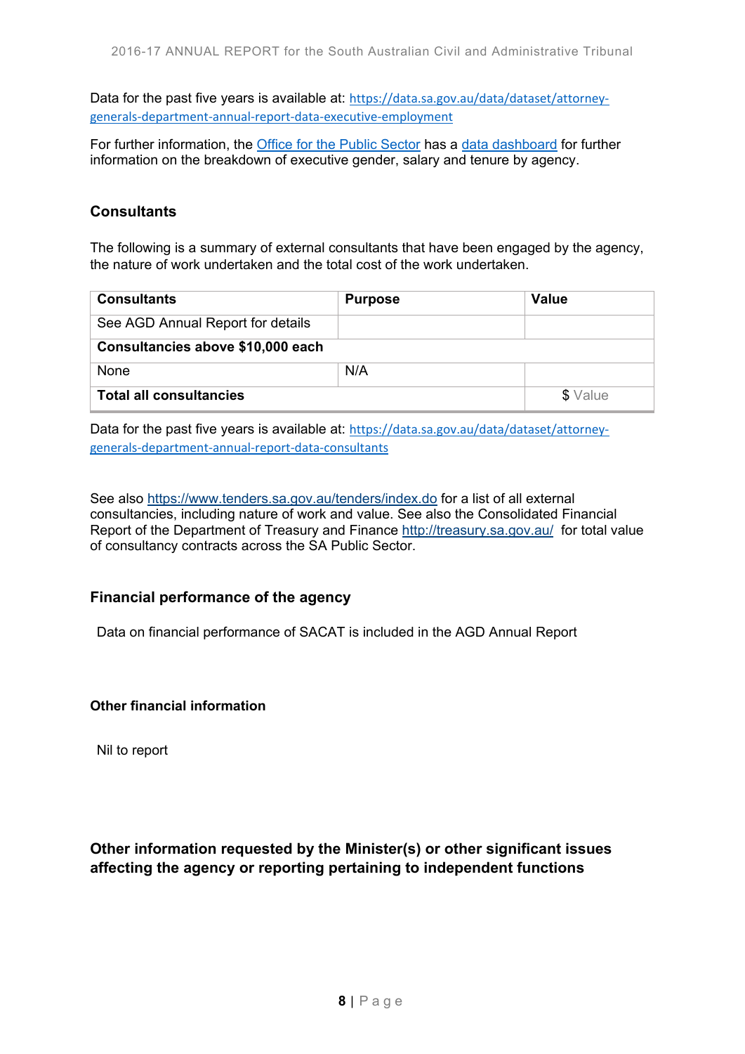Data for the past five years is available at: [https://data.sa.gov.au/data/dataset/attorney-generals-department-annual-report-data-executive-employment](https://data.sa.gov.au/data/dataset/attorney-generals-department-annual-report-data-executive-employment)

For further information, the [Office for the Public Sector](#) has a [data dashboard](#) for further information on the breakdown of executive gender, salary and tenure by agency.

## Consultants

The following is a summary of external consultants that have been engaged by the agency, the nature of work undertaken and the total cost of the work undertaken.

| Consultants | Purpose | Value |
| --- | --- | --- |
| See AGD Annual Report for details | | |
| **Consultancies above $10,000 each** | | |
| None | N/A | |
| **Total all consultancies** | | $ Value |

Data for the past five years is available at: [https://data.sa.gov.au/data/dataset/attorney-generals-department-annual-report-data-consultants](https://data.sa.gov.au/data/dataset/attorney-generals-department-annual-report-data-consultants)

See also [https://www.tenders.sa.gov.au/tenders/index.do](https://www.tenders.sa.gov.au/tenders/index.do) for a list of all external consultancies, including nature of work and value. See also the Consolidated Financial Report of the Department of Treasury and Finance [http://treasury.sa.gov.au/](http://treasury.sa.gov.au/) for total value of consultancy contracts across the SA Public Sector.

## Financial performance of the agency

Data on financial performance of SACAT is included in the AGD Annual Report

### Other financial information

Nil to report

## Other information requested by the Minister(s) or other significant issues affecting the agency or reporting pertaining to independent functions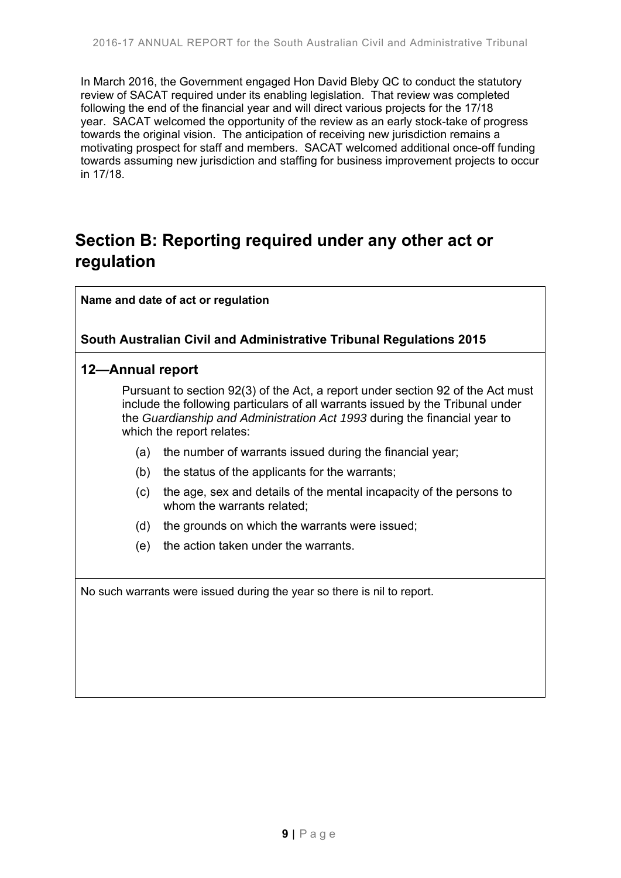In March 2016, the Government engaged Hon David Bleby QC to conduct the statutory review of SACAT required under its enabling legislation. That review was completed following the end of the financial year and will direct various projects for the 17/18 year. SACAT welcomed the opportunity of the review as an early stock-take of progress towards the original vision. The anticipation of receiving new jurisdiction remains a motivating prospect for staff and members. SACAT welcomed additional once-off funding towards assuming new jurisdiction and staffing for business improvement projects to occur in 17/18.

# Section B: Reporting required under any other act or regulation

**Name and date of act or regulation**

**South Australian Civil and Administrative Tribunal Regulations 2015**

### 12—Annual report

Pursuant to section 92(3) of the Act, a report under section 92 of the Act must include the following particulars of all warrants issued by the Tribunal under the *Guardianship and Administration Act 1993* during the financial year to which the report relates:

(a) the number of warrants issued during the financial year;

(b) the status of the applicants for the warrants;

(c) the age, sex and details of the mental incapacity of the persons to whom the warrants related;

(d) the grounds on which the warrants were issued;

(e) the action taken under the warrants.

No such warrants were issued during the year so there is nil to report.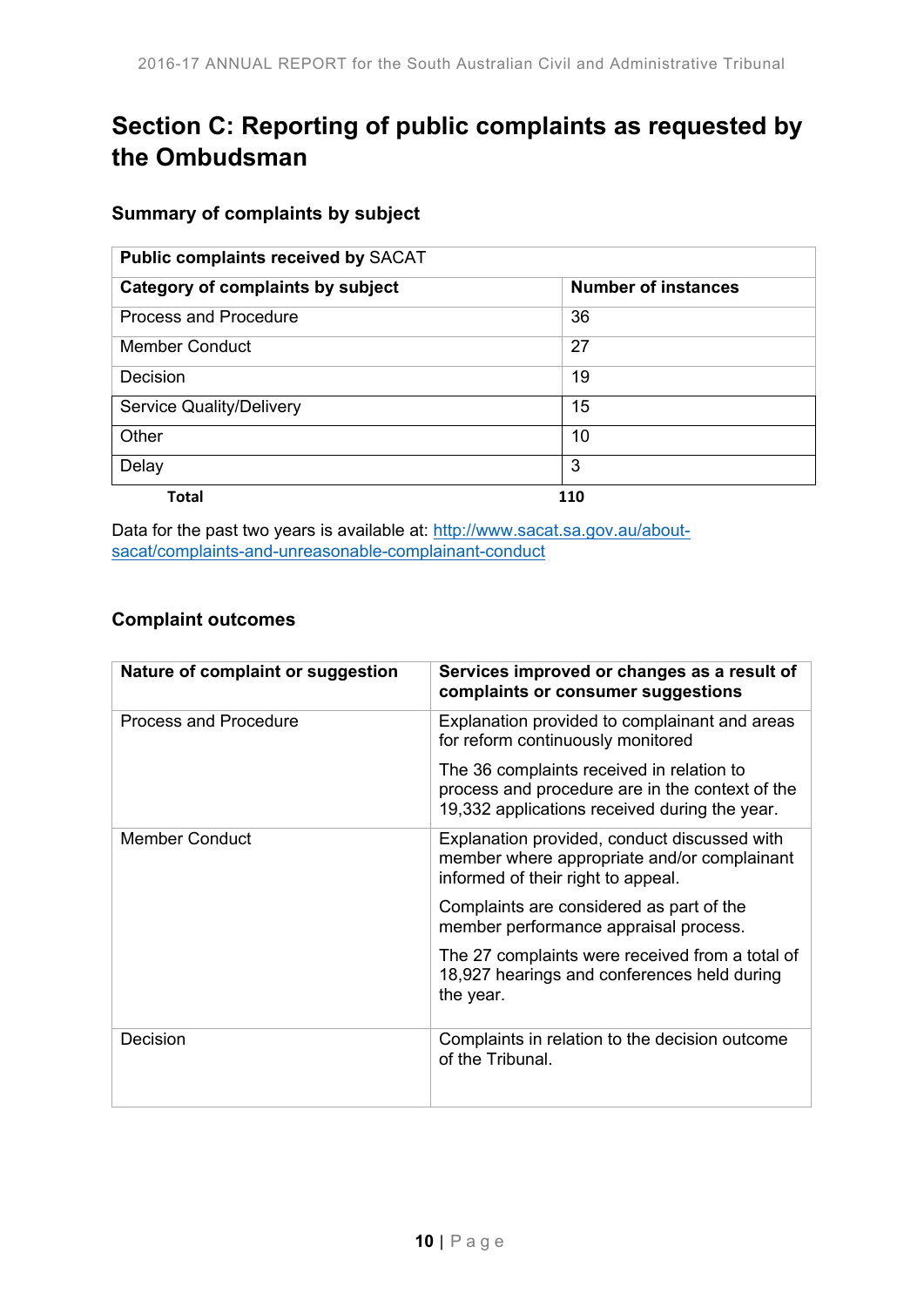# Section C: Reporting of public complaints as requested by the Ombudsman

### Summary of complaints by subject

| **Public complaints received by** SACAT | |
|---|---|
| **Category of complaints by subject** | **Number of instances** |
| Process and Procedure | 36 |
| Member Conduct | 27 |
| Decision | 19 |
| Service Quality/Delivery | 15 |
| Other | 10 |
| Delay | 3 |
| **Total** | **110** |

Data for the past two years is available at: http://www.sacat.sa.gov.au/about-sacat/complaints-and-unreasonable-complainant-conduct

### Complaint outcomes

| Nature of complaint or suggestion | Services improved or changes as a result of complaints or consumer suggestions |
|---|---|
| Process and Procedure | Explanation provided to complainant and areas for reform continuously monitored<br><br>The 36 complaints received in relation to process and procedure are in the context of the 19,332 applications received during the year. |
| Member Conduct | Explanation provided, conduct discussed with member where appropriate and/or complainant informed of their right to appeal.<br><br>Complaints are considered as part of the member performance appraisal process.<br><br>The 27 complaints were received from a total of 18,927 hearings and conferences held during the year. |
| Decision | Complaints in relation to the decision outcome of the Tribunal. |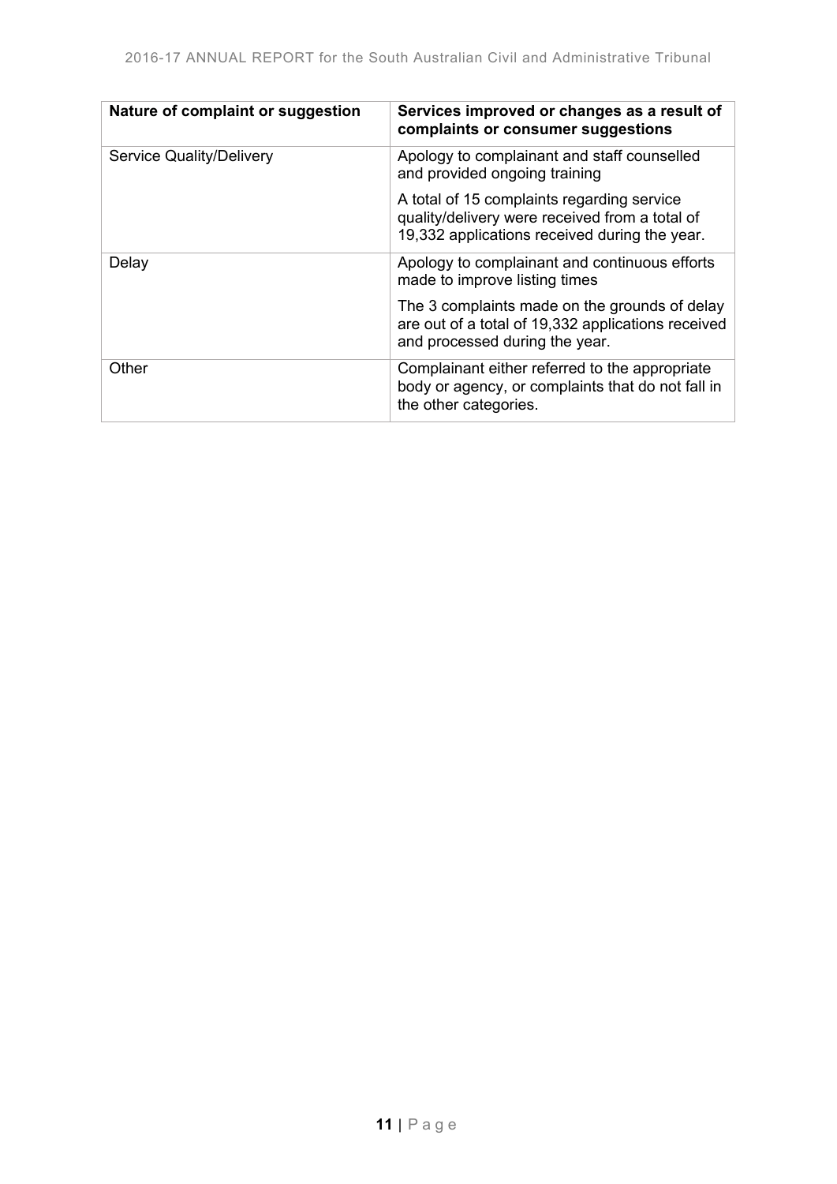| Nature of complaint or suggestion | Services improved or changes as a result of complaints or consumer suggestions |
| --- | --- |
| Service Quality/Delivery | Apology to complainant and staff counselled and provided ongoing training<br><br>A total of 15 complaints regarding service quality/delivery were received from a total of 19,332 applications received during the year. |
| Delay | Apology to complainant and continuous efforts made to improve listing times<br><br>The 3 complaints made on the grounds of delay are out of a total of 19,332 applications received and processed during the year. |
| Other | Complainant either referred to the appropriate body or agency, or complaints that do not fall in the other categories. |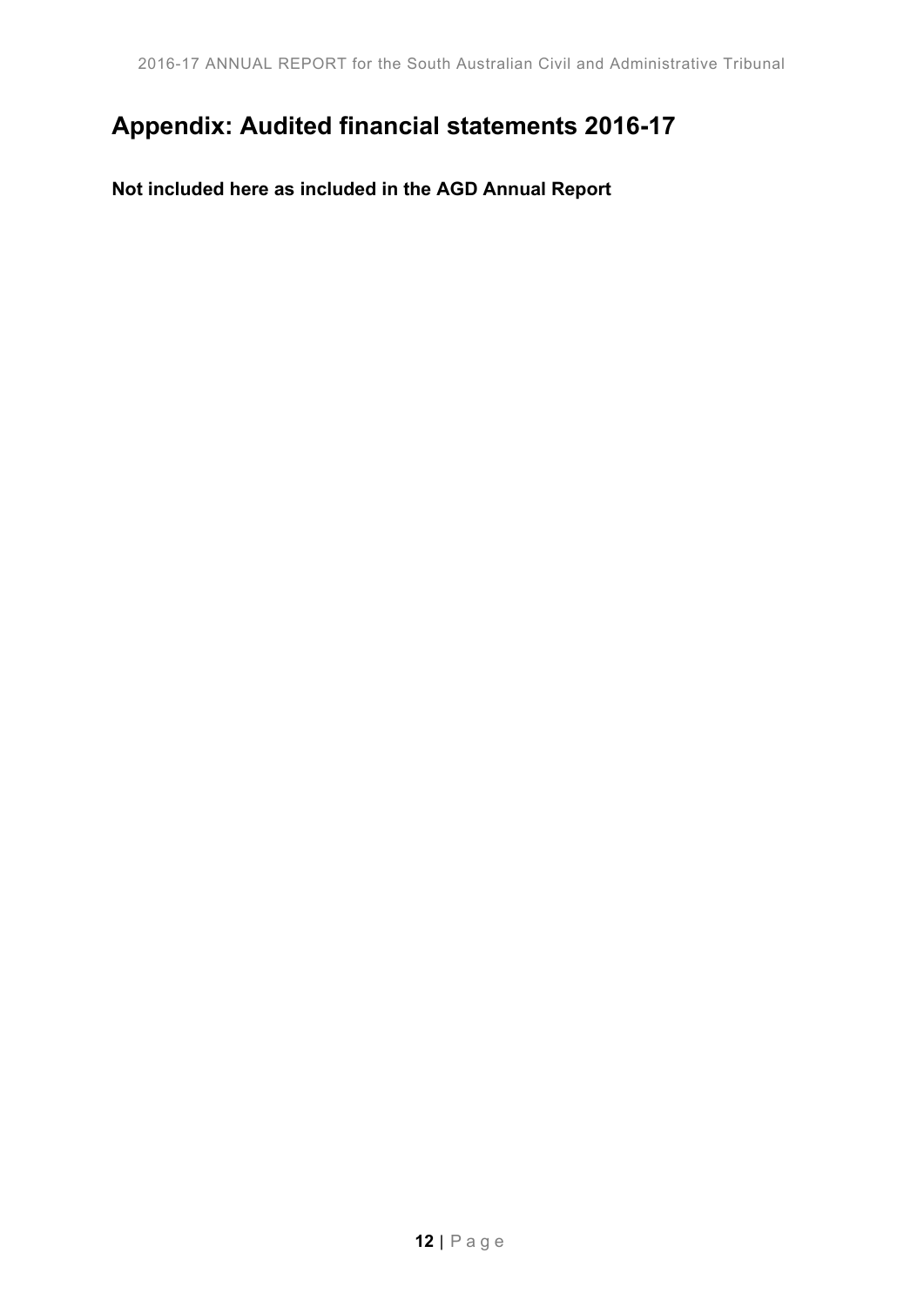# Appendix: Audited financial statements 2016-17

**Not included here as included in the AGD Annual Report**